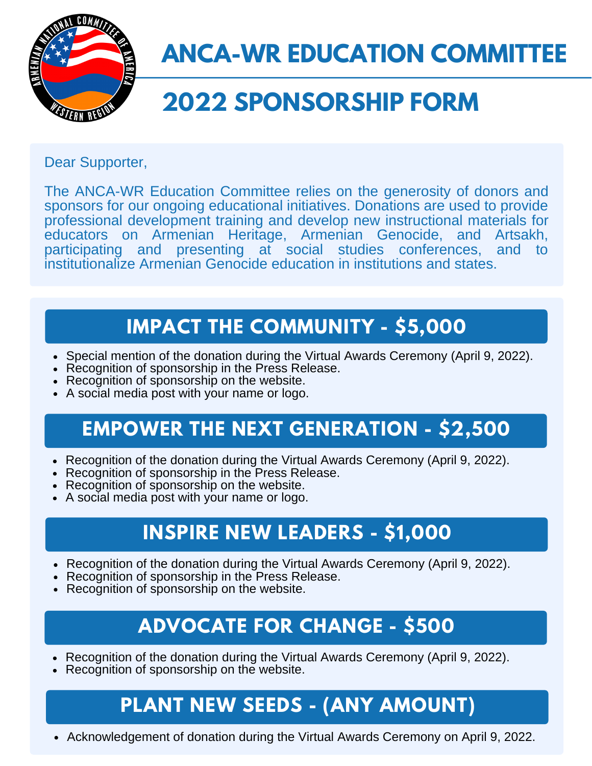# ANCA-WR EDUCATION COMMITTEE

# 2022 SPONSORSHIP FORM

Dear Supporter,

The ANCA-WR Education Committee relies on the generosity of donors and sponsors for our ongoing educational initiatives. Donations are used to provide professional development training and develop new instructional materials for educators on Armenian Heritage, Armenian Genocide, and Artsakh, participating and presenting at social studies conferences, and to institutionalize Armenian Genocide education in institutions and states.

## IMPACT THE COMMUNITY - $5,000

- Special mention of the donation during the Virtual Awards Ceremony (April 9, 2022).
- Recognition of sponsorship in the Press Release.
- Recognition of sponsorship on the website.
- A social media post with your name or logo.

## EMPOWER THE NEXT GENERATION - $2,500

- Recognition of the donation during the Virtual Awards Ceremony (April 9, 2022).
- Recognition of sponsorship in the Press Release.
- Recognition of sponsorship on the website.
- A social media post with your name or logo.

## INSPIRE NEW LEADERS - $1,000

- Recognition of the donation during the Virtual Awards Ceremony (April 9, 2022).
- Recognition of sponsorship in the Press Release.
- Recognition of sponsorship on the website.

## ADVOCATE FOR CHANGE - $500

- Recognition of the donation during the Virtual Awards Ceremony (April 9, 2022).
- Recognition of sponsorship on the website.

## PLANT NEW SEEDS - (ANY AMOUNT)

- Acknowledgement of donation during the Virtual Awards Ceremony on April 9, 2022.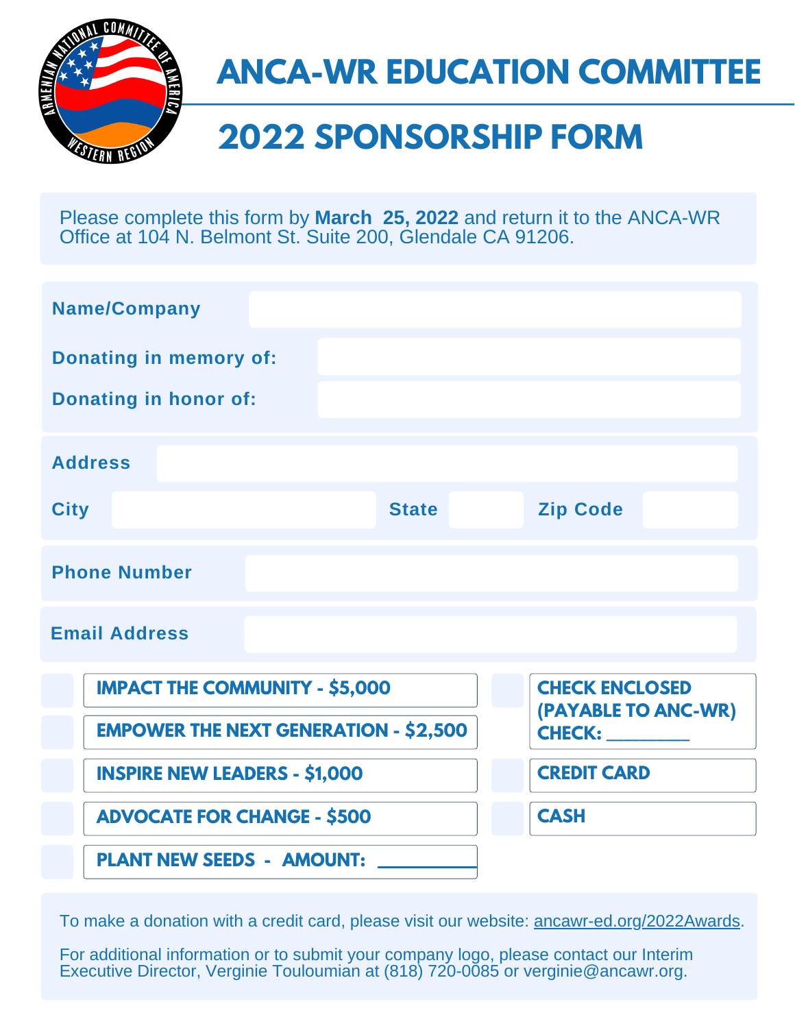# ANCA-WR EDUCATION COMMITTEE

# 2022 SPONSORSHIP FORM

Please complete this form by **March 25, 2022** and return it to the ANCA-WR Office at 104 N. Belmont St. Suite 200, Glendale CA 91206.

**Name/Company**

**Donating in memory of:**

**Donating in honor of:**

**Address**

**City** | **State** | **Zip Code**

**Phone Number**

**Email Address**

| | |
|---|---|
| ☐ **IMPACT THE COMMUNITY - $5,000** | ☐ **CHECK ENCLOSED (PAYABLE TO ANC-WR) CHECK: ________** |
| ☐ **EMPOWER THE NEXT GENERATION - $2,500** | |
| ☐ **INSPIRE NEW LEADERS - $1,000** | ☐ **CREDIT CARD** |
| ☐ **ADVOCATE FOR CHANGE - $500** | ☐ **CASH** |
| ☐ **PLANT NEW SEEDS - AMOUNT: ________** | |

To make a donation with a credit card, please visit our website: ancawr-ed.org/2022Awards.

For additional information or to submit your company logo, please contact our Interim Executive Director, Verginie Touloumian at (818) 720-0085 or verginie@ancawr.org.